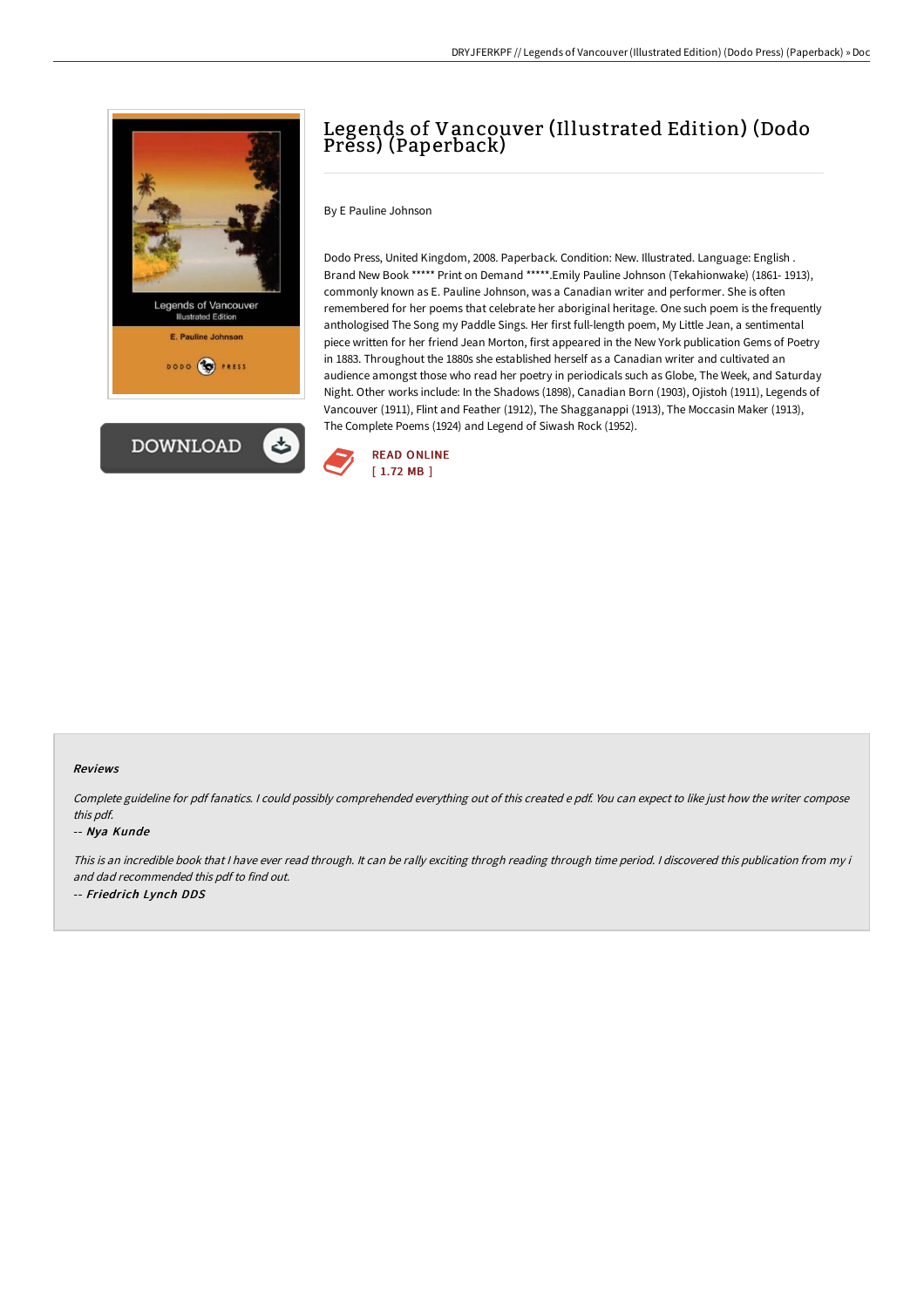# Legends of Vancouver (Illustrated Edition) (Dodo Press) (Paperback)

By E Pauline Johnson

Dodo Press, United Kingdom, 2008. Paperback. Condition: New. Illustrated. Language: English . Brand New Book ***** Print on Demand *****.Emily Pauline Johnson (Tekahionwake) (1861- 1913), commonly known as E. Pauline Johnson, was a Canadian writer and performer. She is often remembered for her poems that celebrate her aboriginal heritage. One such poem is the frequently anthologised The Song my Paddle Sings. Her first full-length poem, My Little Jean, a sentimental piece written for her friend Jean Morton, first appeared in the New York publication Gems of Poetry in 1883. Throughout the 1880s she established herself as a Canadian writer and cultivated an audience amongst those who read her poetry in periodicals such as Globe, The Week, and Saturday Night. Other works include: In the Shadows (1898), Canadian Born (1903), Ojistoh (1911), Legends of Vancouver (1911), Flint and Feather (1912), The Shagganappi (1913), The Moccasin Maker (1913), The Complete Poems (1924) and Legend of Siwash Rock (1952).

READ ONLINE
[ 1.72 MB ]

DOWNLOAD

### Reviews

*Complete guideline for pdf fanatics. I could possibly comprehended everything out of this created e pdf. You can expect to like just how the writer compose this pdf.*

-- *Nya Kunde*

*This is an incredible book that I have ever read through. It can be rally exciting throgh reading through time period. I discovered this publication from my i and dad recommended this pdf to find out.*

-- *Friedrich Lynch DDS*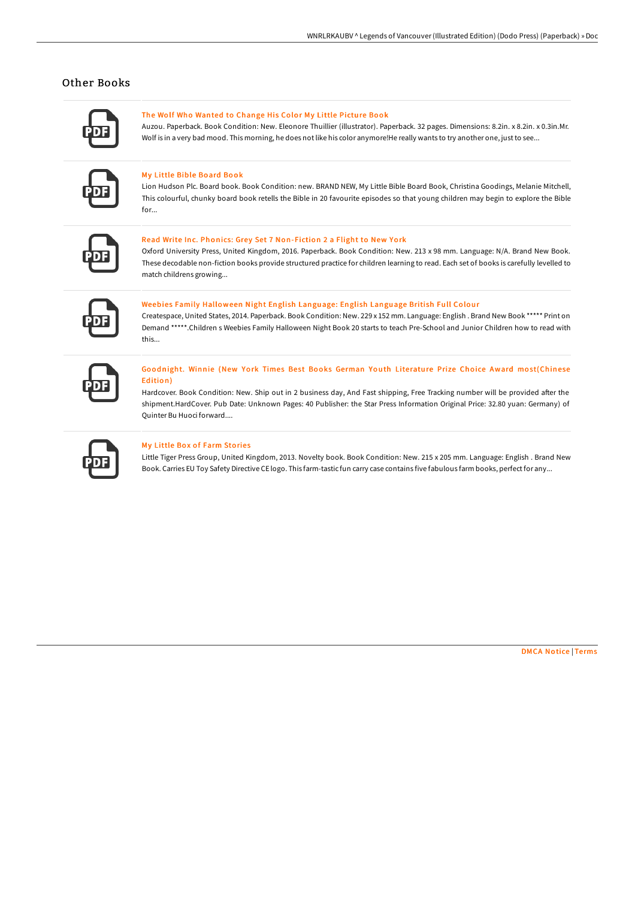## Other Books

### The Wolf Who Wanted to Change His Color My Little Picture Book

Auzou. Paperback. Book Condition: New. Eleonore Thuillier (illustrator). Paperback. 32 pages. Dimensions: 8.2in. x 8.2in. x 0.3in.Mr. Wolf is in a very bad mood. This morning, he does not like his color anymore!He really wants to try another one, just to see...

### My Little Bible Board Book

Lion Hudson Plc. Board book. Book Condition: new. BRAND NEW, My Little Bible Board Book, Christina Goodings, Melanie Mitchell, This colourful, chunky board book retells the Bible in 20 favourite episodes so that young children may begin to explore the Bible for...

### Read Write Inc. Phonics: Grey Set 7 Non-Fiction 2 a Flight to New York

Oxford University Press, United Kingdom, 2016. Paperback. Book Condition: New. 213 x 98 mm. Language: N/A. Brand New Book. These decodable non-fiction books provide structured practice for children learning to read. Each set of books is carefully levelled to match childrens growing...

### Weebies Family Halloween Night English Language: English Language British Full Colour

Createspace, United States, 2014. Paperback. Book Condition: New. 229 x 152 mm. Language: English . Brand New Book ***** Print on Demand *****.Children s Weebies Family Halloween Night Book 20 starts to teach Pre-School and Junior Children how to read with this...

### Goodnight. Winnie (New York Times Best Books German Youth Literature Prize Choice Award most(Chinese Edition)

Hardcover. Book Condition: New. Ship out in 2 business day, And Fast shipping, Free Tracking number will be provided after the shipment.HardCover. Pub Date: Unknown Pages: 40 Publisher: the Star Press Information Original Price: 32.80 yuan: Germany) of Quinter Bu Huoci forward....

### My Little Box of Farm Stories

Little Tiger Press Group, United Kingdom, 2013. Novelty book. Book Condition: New. 215 x 205 mm. Language: English . Brand New Book. Carries EU Toy Safety Directive CE logo. This farm-tastic fun carry case contains five fabulous farm books, perfect for any...

DMCA Notice | Terms